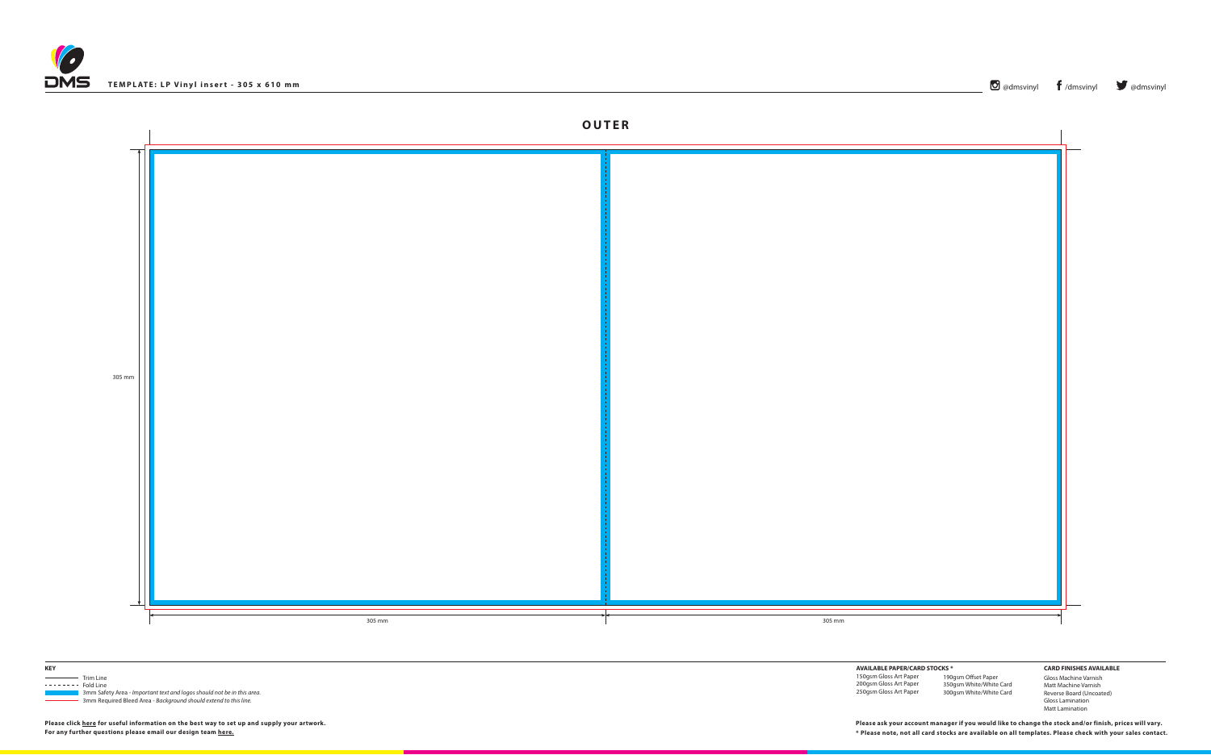**TEMPLATE: LP Vinyl insert - 305 x 610 mm**

@dmsvinyl /dmsvinyl @dmsvinyl

## OUTER

305 mm

305 mm

305 mm

**KEY**

- Trim Line
- Fold Line
- 3mm Safety Area - *Important text and logos should not be in this area.*
- 3mm Required Bleed Area - *Background should extend to this line.*

**Please click here for useful information on the best way to set up and supply your artwork.**
**For any further questions please email our design team here.**

**AVAILABLE PAPER/CARD STOCKS \***

| | |
|---|---|
| 150gsm Gloss Art Paper | 190gsm Offset Paper |
| 200gsm Gloss Art Paper | 350gsm White/White Card |
| 250gsm Gloss Art Paper | 300gsm White/White Card |

**CARD FINISHES AVAILABLE**

Gloss Machine Varnish
Matt Machine Varnish
Reverse Board (Uncoated)
Gloss Lamination
Matt Lamination

**Please ask your account manager if you would like to change the stock and/or finish, prices will vary.**
**\* Please note, not all card stocks are available on all templates. Please check with your sales contact.**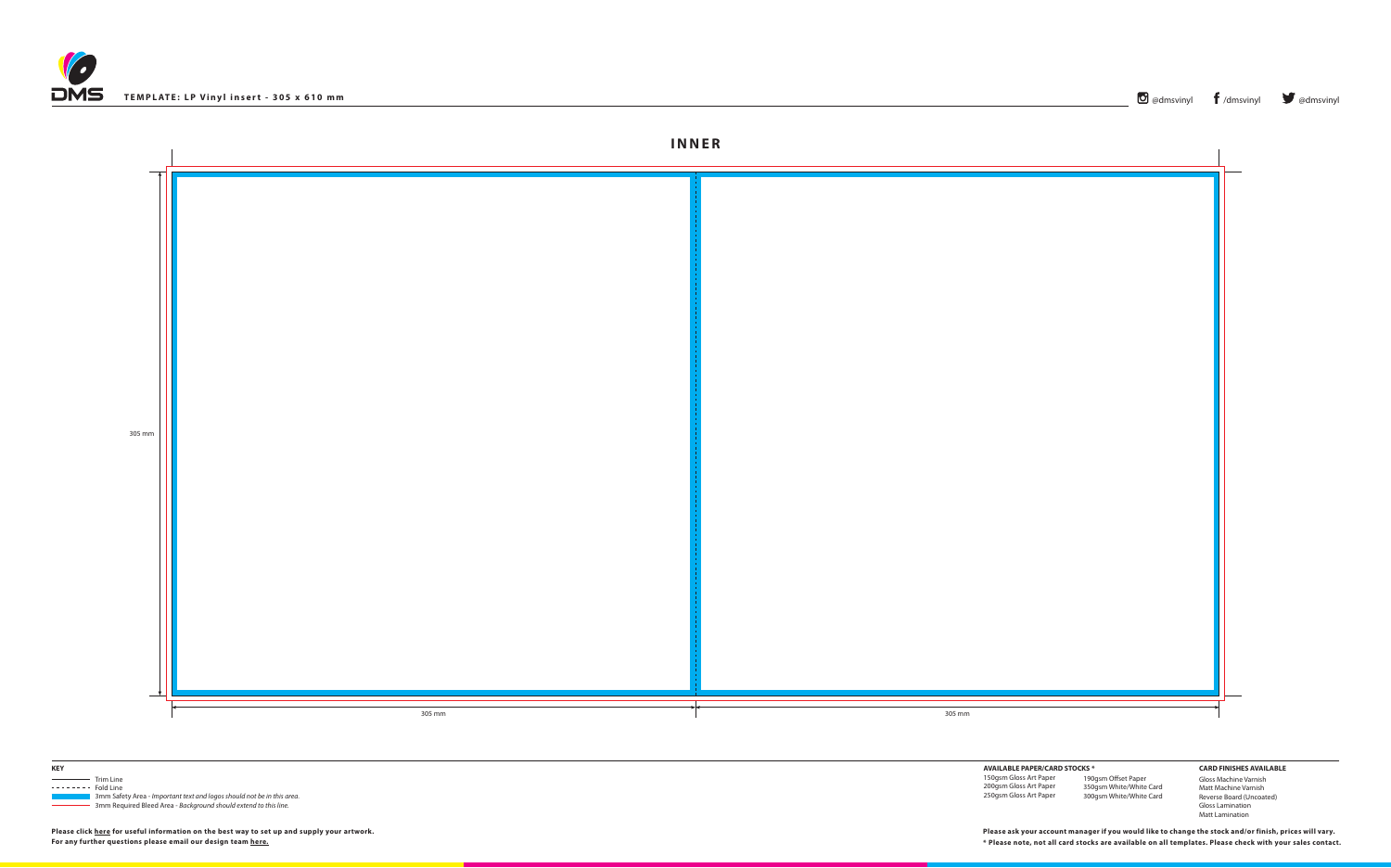DMS

**TEMPLATE: LP Vinyl insert - 305 x 610 mm**

@dmsvinyl /dmsvinyl @dmsvinyl

## INNER

305 mm

305 mm

305 mm

**KEY**

- Trim Line
- Fold Line
- 3mm Safety Area - *Important text and logos should not be in this area.*
- 3mm Required Bleed Area - *Background should extend to this line.*

**Please click here for useful information on the best way to set up and supply your artwork.**
**For any further questions please email our design team here.**

**AVAILABLE PAPER/CARD STOCKS ***

150gsm Gloss Art Paper
200gsm Gloss Art Paper
250gsm Gloss Art Paper
190gsm Offset Paper
350gsm White/White Card
300gsm White/White Card

**CARD FINISHES AVAILABLE**

Gloss Machine Varnish
Matt Machine Varnish
Reverse Board (Uncoated)
Gloss Lamination
Matt Lamination

**Please ask your account manager if you would like to change the stock and/or finish, prices will vary.**
*** Please note, not all card stocks are available on all templates. Please check with your sales contact.**